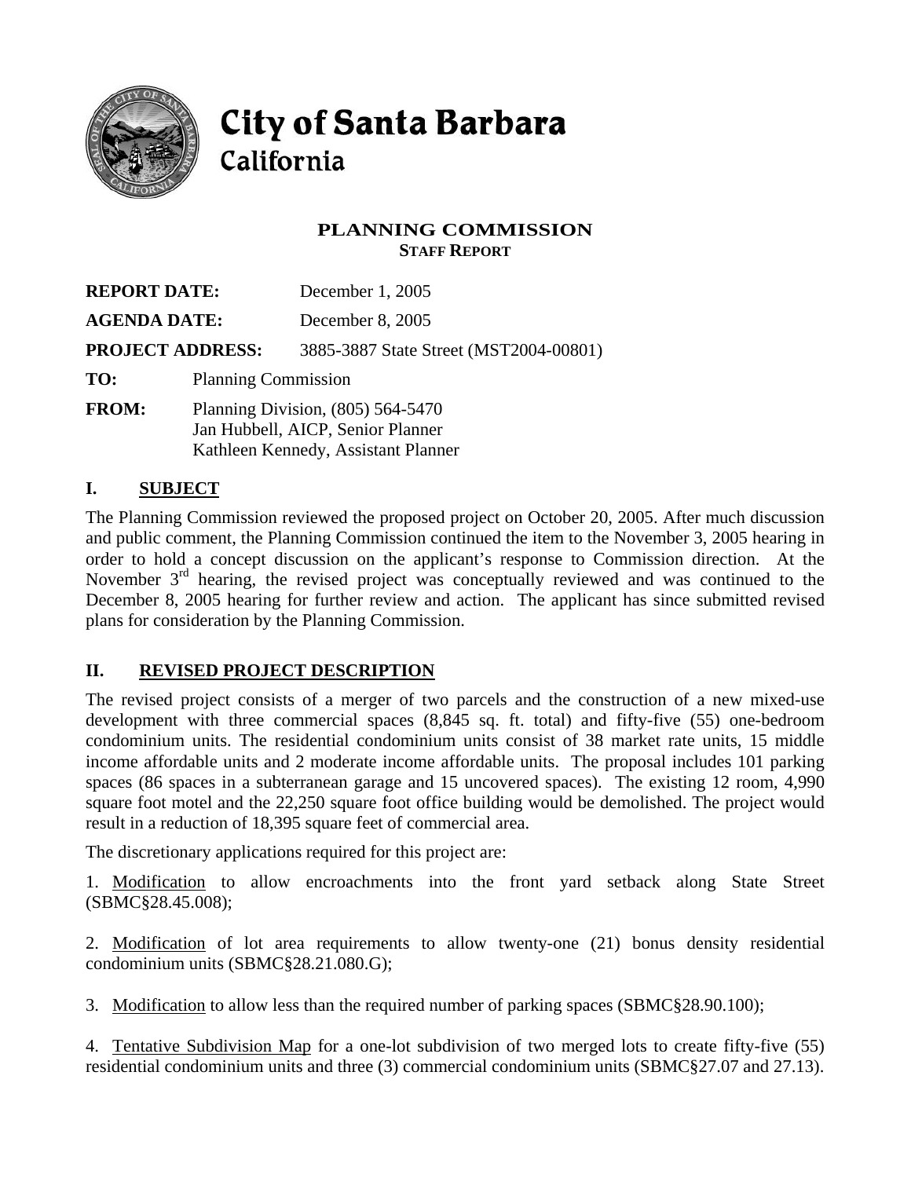# City of Santa Barbara
## California

### PLANNING COMMISSION
**STAFF REPORT**

**REPORT DATE:** December 1, 2005

**AGENDA DATE:** December 8, 2005

**PROJECT ADDRESS:** 3885-3887 State Street (MST2004-00801)

**TO:** Planning Commission

**FROM:** Planning Division, (805) 564-5470
Jan Hubbell, AICP, Senior Planner
Kathleen Kennedy, Assistant Planner

## I. SUBJECT

The Planning Commission reviewed the proposed project on October 20, 2005. After much discussion and public comment, the Planning Commission continued the item to the November 3, 2005 hearing in order to hold a concept discussion on the applicant's response to Commission direction. At the November 3rd hearing, the revised project was conceptually reviewed and was continued to the December 8, 2005 hearing for further review and action. The applicant has since submitted revised plans for consideration by the Planning Commission.

## II. REVISED PROJECT DESCRIPTION

The revised project consists of a merger of two parcels and the construction of a new mixed-use development with three commercial spaces (8,845 sq. ft. total) and fifty-five (55) one-bedroom condominium units. The residential condominium units consist of 38 market rate units, 15 middle income affordable units and 2 moderate income affordable units. The proposal includes 101 parking spaces (86 spaces in a subterranean garage and 15 uncovered spaces). The existing 12 room, 4,990 square foot motel and the 22,250 square foot office building would be demolished. The project would result in a reduction of 18,395 square feet of commercial area.

The discretionary applications required for this project are:

1. Modification to allow encroachments into the front yard setback along State Street (SBMC§28.45.008);

2. Modification of lot area requirements to allow twenty-one (21) bonus density residential condominium units (SBMC§28.21.080.G);

3. Modification to allow less than the required number of parking spaces (SBMC§28.90.100);

4. Tentative Subdivision Map for a one-lot subdivision of two merged lots to create fifty-five (55) residential condominium units and three (3) commercial condominium units (SBMC§27.07 and 27.13).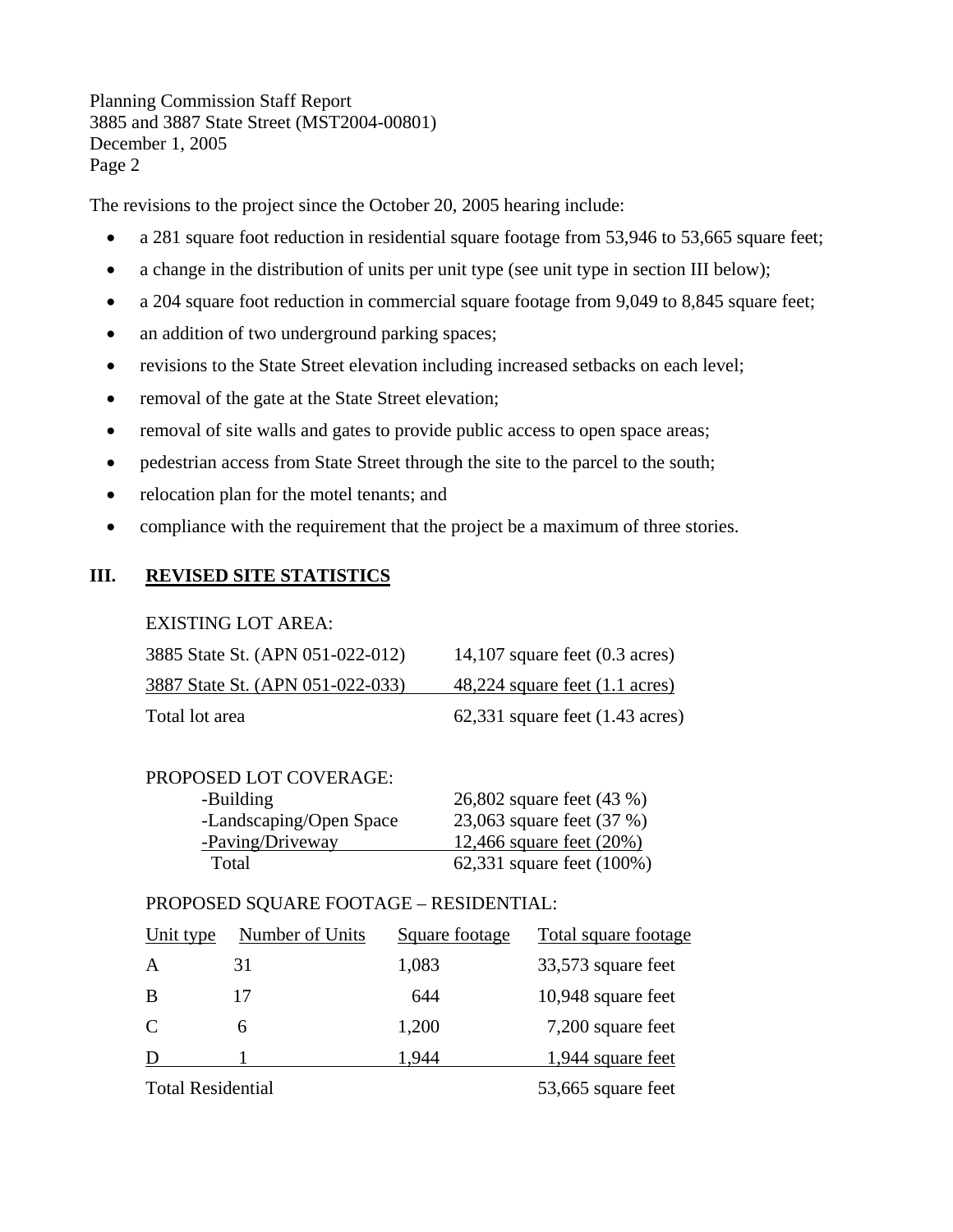The revisions to the project since the October 20, 2005 hearing include:

- a 281 square foot reduction in residential square footage from 53,946 to 53,665 square feet;
- a change in the distribution of units per unit type (see unit type in section III below);
- a 204 square foot reduction in commercial square footage from 9,049 to 8,845 square feet;
- an addition of two underground parking spaces;
- revisions to the State Street elevation including increased setbacks on each level;
- removal of the gate at the State Street elevation;
- removal of site walls and gates to provide public access to open space areas;
- pedestrian access from State Street through the site to the parcel to the south;
- relocation plan for the motel tenants; and
- compliance with the requirement that the project be a maximum of three stories.

## III. REVISED SITE STATISTICS

EXISTING LOT AREA:

| | |
|---|---|
| 3885 State St. (APN 051-022-012) | 14,107 square feet (0.3 acres) |
| 3887 State St. (APN 051-022-033) | 48,224 square feet (1.1 acres) |
| Total lot area | 62,331 square feet (1.43 acres) |

PROPOSED LOT COVERAGE:

| | |
|---|---|
| -Building | 26,802 square feet (43 %) |
| -Landscaping/Open Space | 23,063 square feet (37 %) |
| -Paving/Driveway | 12,466 square feet (20%) |
| Total | 62,331 square feet (100%) |

PROPOSED SQUARE FOOTAGE – RESIDENTIAL:

| Unit type | Number of Units | Square footage | Total square footage |
|---|---|---|---|
| A | 31 | 1,083 | 33,573 square feet |
| B | 17 | 644 | 10,948 square feet |
| C | 6 | 1,200 | 7,200 square feet |
| D | 1 | 1,944 | 1,944 square feet |
| Total Residential | | | 53,665 square feet |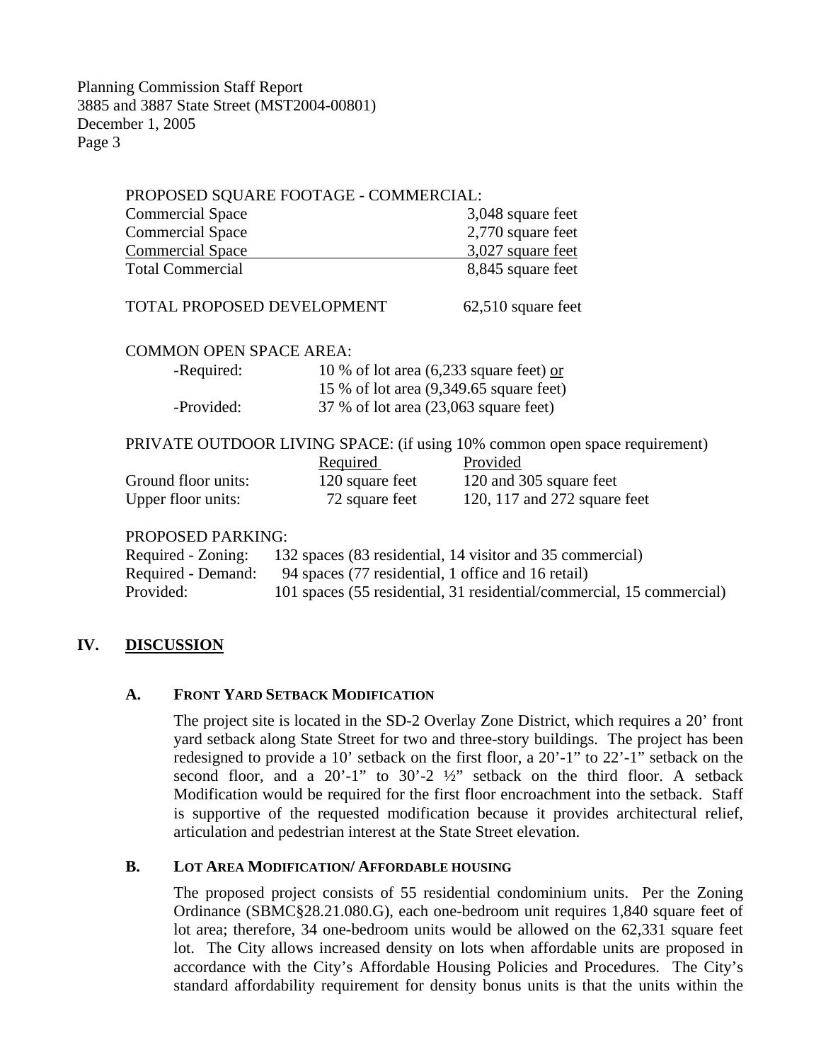PROPOSED SQUARE FOOTAGE - COMMERCIAL:

| | |
|---|---|
| Commercial Space | 3,048 square feet |
| Commercial Space | 2,770 square feet |
| Commercial Space | 3,027 square feet |
| Total Commercial | 8,845 square feet |

TOTAL PROPOSED DEVELOPMENT 62,510 square feet

COMMON OPEN SPACE AREA:

| | |
|---|---|
| -Required: | 10 % of lot area (6,233 square feet) or |
| | 15 % of lot area (9,349.65 square feet) |
| -Provided: | 37 % of lot area (23,063 square feet) |

PRIVATE OUTDOOR LIVING SPACE: (if using 10% common open space requirement)

| | Required | Provided |
|---|---|---|
| Ground floor units: | 120 square feet | 120 and 305 square feet |
| Upper floor units: | 72 square feet | 120, 117 and 272 square feet |

PROPOSED PARKING:

| | |
|---|---|
| Required - Zoning: | 132 spaces (83 residential, 14 visitor and 35 commercial) |
| Required - Demand: | 94 spaces (77 residential, 1 office and 16 retail) |
| Provided: | 101 spaces (55 residential, 31 residential/commercial, 15 commercial) |

## IV. DISCUSSION

### A. FRONT YARD SETBACK MODIFICATION

The project site is located in the SD-2 Overlay Zone District, which requires a 20' front yard setback along State Street for two and three-story buildings. The project has been redesigned to provide a 10' setback on the first floor, a 20'-1" to 22'-1" setback on the second floor, and a 20'-1" to 30'-2 ½" setback on the third floor. A setback Modification would be required for the first floor encroachment into the setback. Staff is supportive of the requested modification because it provides architectural relief, articulation and pedestrian interest at the State Street elevation.

### B. LOT AREA MODIFICATION/ AFFORDABLE HOUSING

The proposed project consists of 55 residential condominium units. Per the Zoning Ordinance (SBMC§28.21.080.G), each one-bedroom unit requires 1,840 square feet of lot area; therefore, 34 one-bedroom units would be allowed on the 62,331 square feet lot. The City allows increased density on lots when affordable units are proposed in accordance with the City's Affordable Housing Policies and Procedures. The City's standard affordability requirement for density bonus units is that the units within the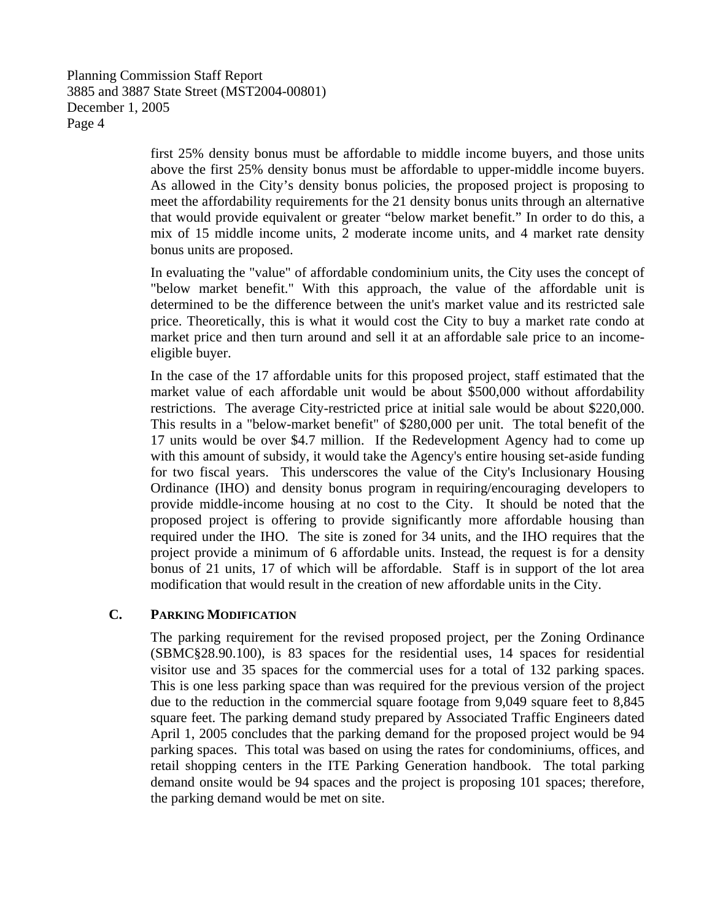first 25% density bonus must be affordable to middle income buyers, and those units above the first 25% density bonus must be affordable to upper-middle income buyers. As allowed in the City's density bonus policies, the proposed project is proposing to meet the affordability requirements for the 21 density bonus units through an alternative that would provide equivalent or greater "below market benefit." In order to do this, a mix of 15 middle income units, 2 moderate income units, and 4 market rate density bonus units are proposed.

In evaluating the "value" of affordable condominium units, the City uses the concept of "below market benefit." With this approach, the value of the affordable unit is determined to be the difference between the unit's market value and its restricted sale price. Theoretically, this is what it would cost the City to buy a market rate condo at market price and then turn around and sell it at an affordable sale price to an income-eligible buyer.

In the case of the 17 affordable units for this proposed project, staff estimated that the market value of each affordable unit would be about $500,000 without affordability restrictions. The average City-restricted price at initial sale would be about $220,000. This results in a "below-market benefit" of $280,000 per unit. The total benefit of the 17 units would be over $4.7 million. If the Redevelopment Agency had to come up with this amount of subsidy, it would take the Agency's entire housing set-aside funding for two fiscal years. This underscores the value of the City's Inclusionary Housing Ordinance (IHO) and density bonus program in requiring/encouraging developers to provide middle-income housing at no cost to the City. It should be noted that the proposed project is offering to provide significantly more affordable housing than required under the IHO. The site is zoned for 34 units, and the IHO requires that the project provide a minimum of 6 affordable units. Instead, the request is for a density bonus of 21 units, 17 of which will be affordable. Staff is in support of the lot area modification that would result in the creation of new affordable units in the City.

### C. Parking Modification

The parking requirement for the revised proposed project, per the Zoning Ordinance (SBMC§28.90.100), is 83 spaces for the residential uses, 14 spaces for residential visitor use and 35 spaces for the commercial uses for a total of 132 parking spaces. This is one less parking space than was required for the previous version of the project due to the reduction in the commercial square footage from 9,049 square feet to 8,845 square feet. The parking demand study prepared by Associated Traffic Engineers dated April 1, 2005 concludes that the parking demand for the proposed project would be 94 parking spaces. This total was based on using the rates for condominiums, offices, and retail shopping centers in the ITE Parking Generation handbook. The total parking demand onsite would be 94 spaces and the project is proposing 101 spaces; therefore, the parking demand would be met on site.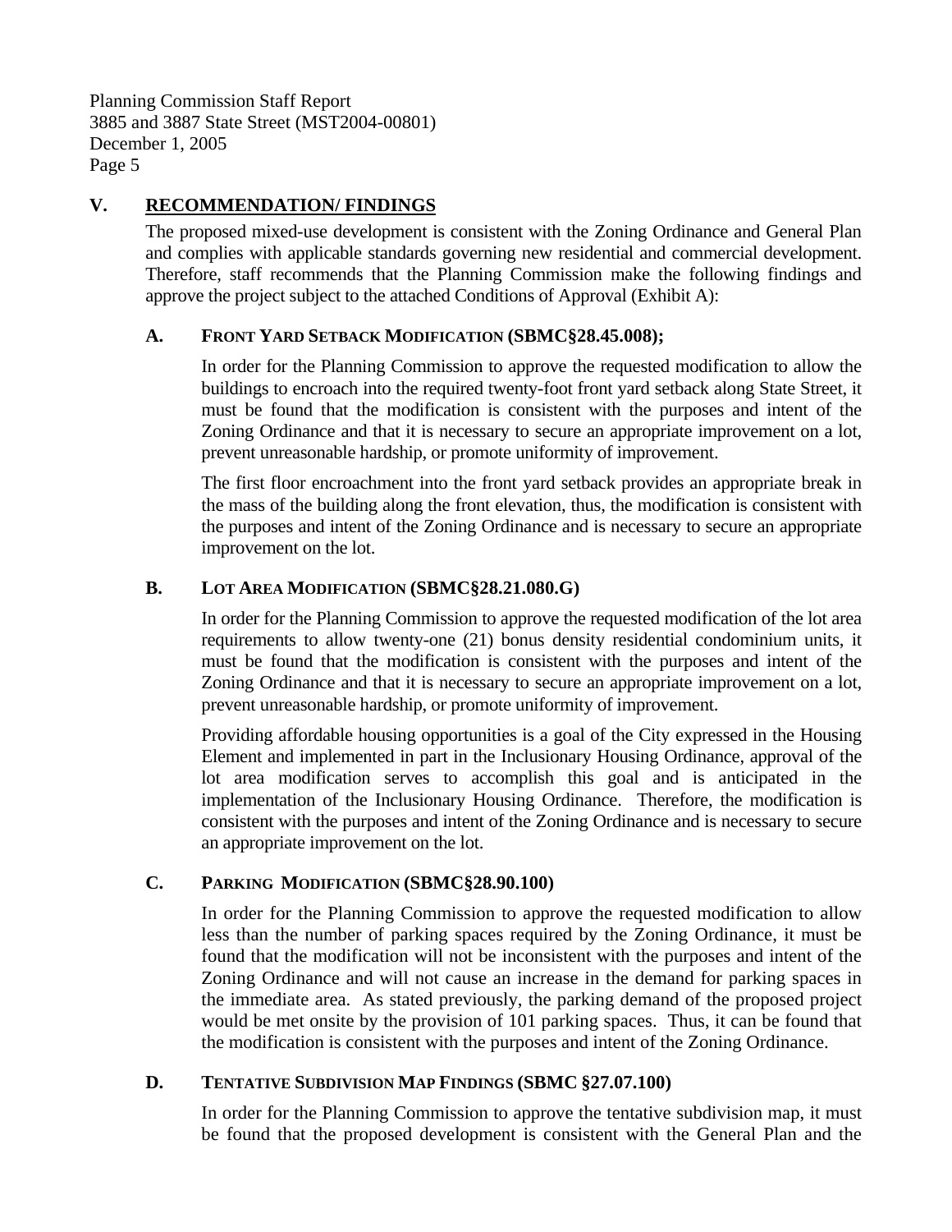## V. RECOMMENDATION/ FINDINGS

The proposed mixed-use development is consistent with the Zoning Ordinance and General Plan and complies with applicable standards governing new residential and commercial development. Therefore, staff recommends that the Planning Commission make the following findings and approve the project subject to the attached Conditions of Approval (Exhibit A):

### A. FRONT YARD SETBACK MODIFICATION (SBMC§28.45.008);

In order for the Planning Commission to approve the requested modification to allow the buildings to encroach into the required twenty-foot front yard setback along State Street, it must be found that the modification is consistent with the purposes and intent of the Zoning Ordinance and that it is necessary to secure an appropriate improvement on a lot, prevent unreasonable hardship, or promote uniformity of improvement.

The first floor encroachment into the front yard setback provides an appropriate break in the mass of the building along the front elevation, thus, the modification is consistent with the purposes and intent of the Zoning Ordinance and is necessary to secure an appropriate improvement on the lot.

### B. LOT AREA MODIFICATION (SBMC§28.21.080.G)

In order for the Planning Commission to approve the requested modification of the lot area requirements to allow twenty-one (21) bonus density residential condominium units, it must be found that the modification is consistent with the purposes and intent of the Zoning Ordinance and that it is necessary to secure an appropriate improvement on a lot, prevent unreasonable hardship, or promote uniformity of improvement.

Providing affordable housing opportunities is a goal of the City expressed in the Housing Element and implemented in part in the Inclusionary Housing Ordinance, approval of the lot area modification serves to accomplish this goal and is anticipated in the implementation of the Inclusionary Housing Ordinance. Therefore, the modification is consistent with the purposes and intent of the Zoning Ordinance and is necessary to secure an appropriate improvement on the lot.

### C. PARKING MODIFICATION (SBMC§28.90.100)

In order for the Planning Commission to approve the requested modification to allow less than the number of parking spaces required by the Zoning Ordinance, it must be found that the modification will not be inconsistent with the purposes and intent of the Zoning Ordinance and will not cause an increase in the demand for parking spaces in the immediate area. As stated previously, the parking demand of the proposed project would be met onsite by the provision of 101 parking spaces. Thus, it can be found that the modification is consistent with the purposes and intent of the Zoning Ordinance.

### D. TENTATIVE SUBDIVISION MAP FINDINGS (SBMC §27.07.100)

In order for the Planning Commission to approve the tentative subdivision map, it must be found that the proposed development is consistent with the General Plan and the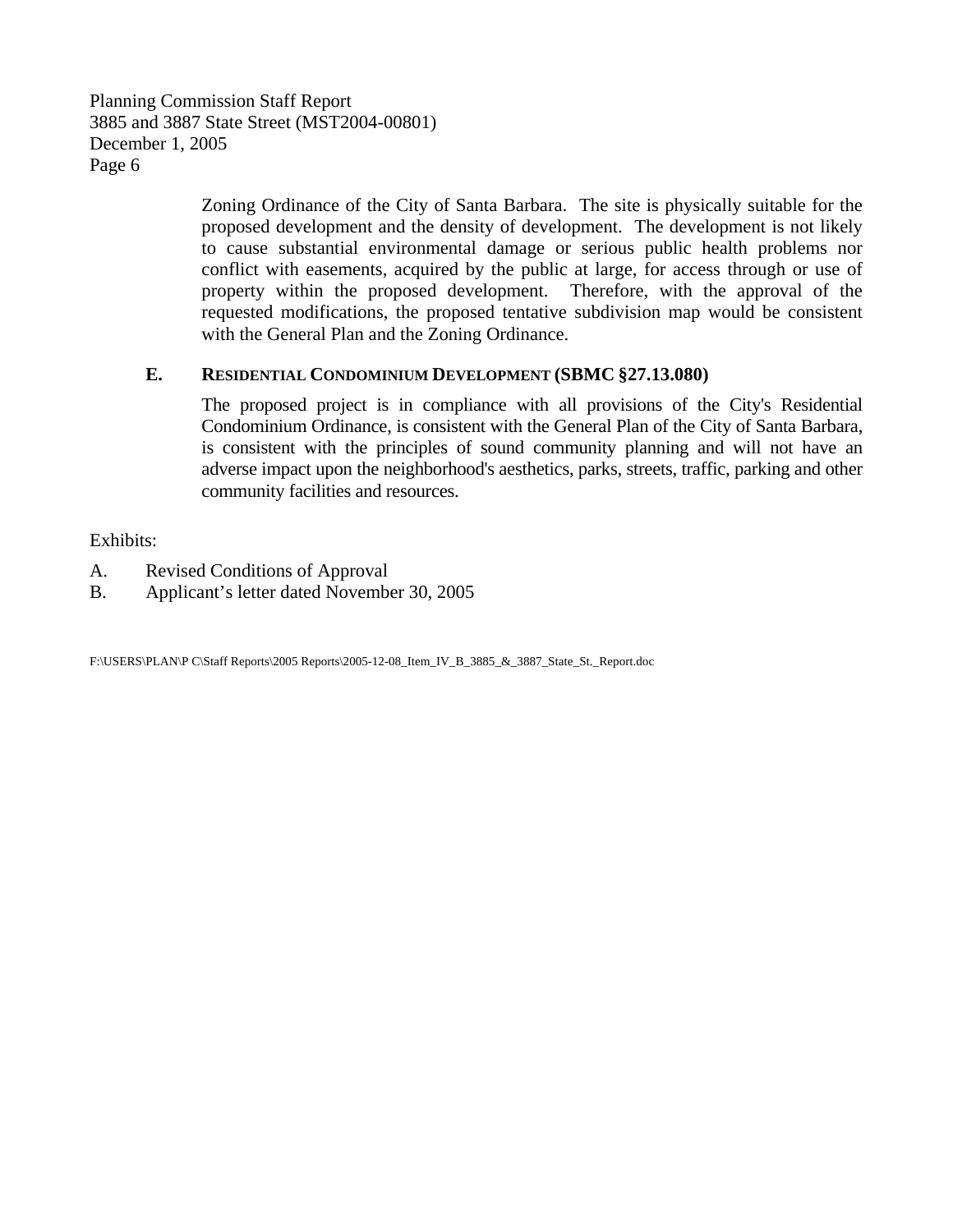Zoning Ordinance of the City of Santa Barbara. The site is physically suitable for the proposed development and the density of development. The development is not likely to cause substantial environmental damage or serious public health problems nor conflict with easements, acquired by the public at large, for access through or use of property within the proposed development. Therefore, with the approval of the requested modifications, the proposed tentative subdivision map would be consistent with the General Plan and the Zoning Ordinance.

**E. RESIDENTIAL CONDOMINIUM DEVELOPMENT (SBMC §27.13.080)**

The proposed project is in compliance with all provisions of the City's Residential Condominium Ordinance, is consistent with the General Plan of the City of Santa Barbara, is consistent with the principles of sound community planning and will not have an adverse impact upon the neighborhood's aesthetics, parks, streets, traffic, parking and other community facilities and resources.

Exhibits:

A. Revised Conditions of Approval
B. Applicant's letter dated November 30, 2005

F:\USERS\PLAN\P C\Staff Reports\2005 Reports\2005-12-08_Item_IV_B_3885_&_3887_State_St._Report.doc